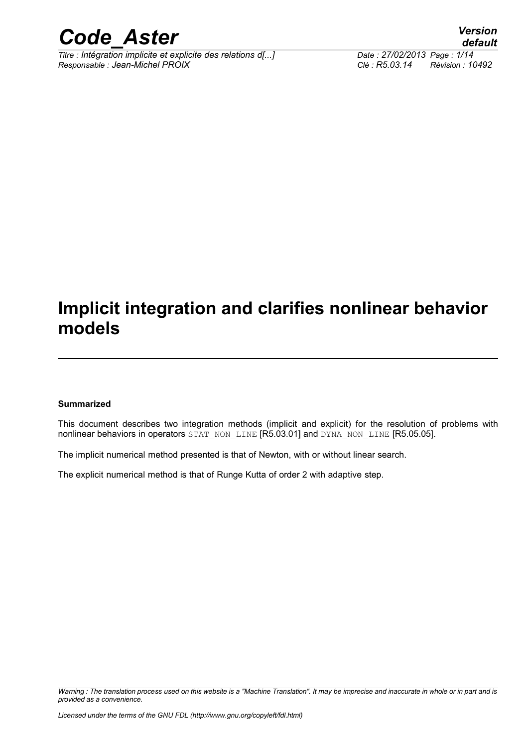# Implicit integration and clarifies nonlinear behavior models

**Summarized**

This document describes two integration methods (implicit and explicit) for the resolution of problems with nonlinear behaviors in operators STAT_NON_LINE [R5.03.01] and DYNA_NON_LINE [R5.05.05].

The implicit numerical method presented is that of Newton, with or without linear search.

The explicit numerical method is that of Runge Kutta of order 2 with adaptive step.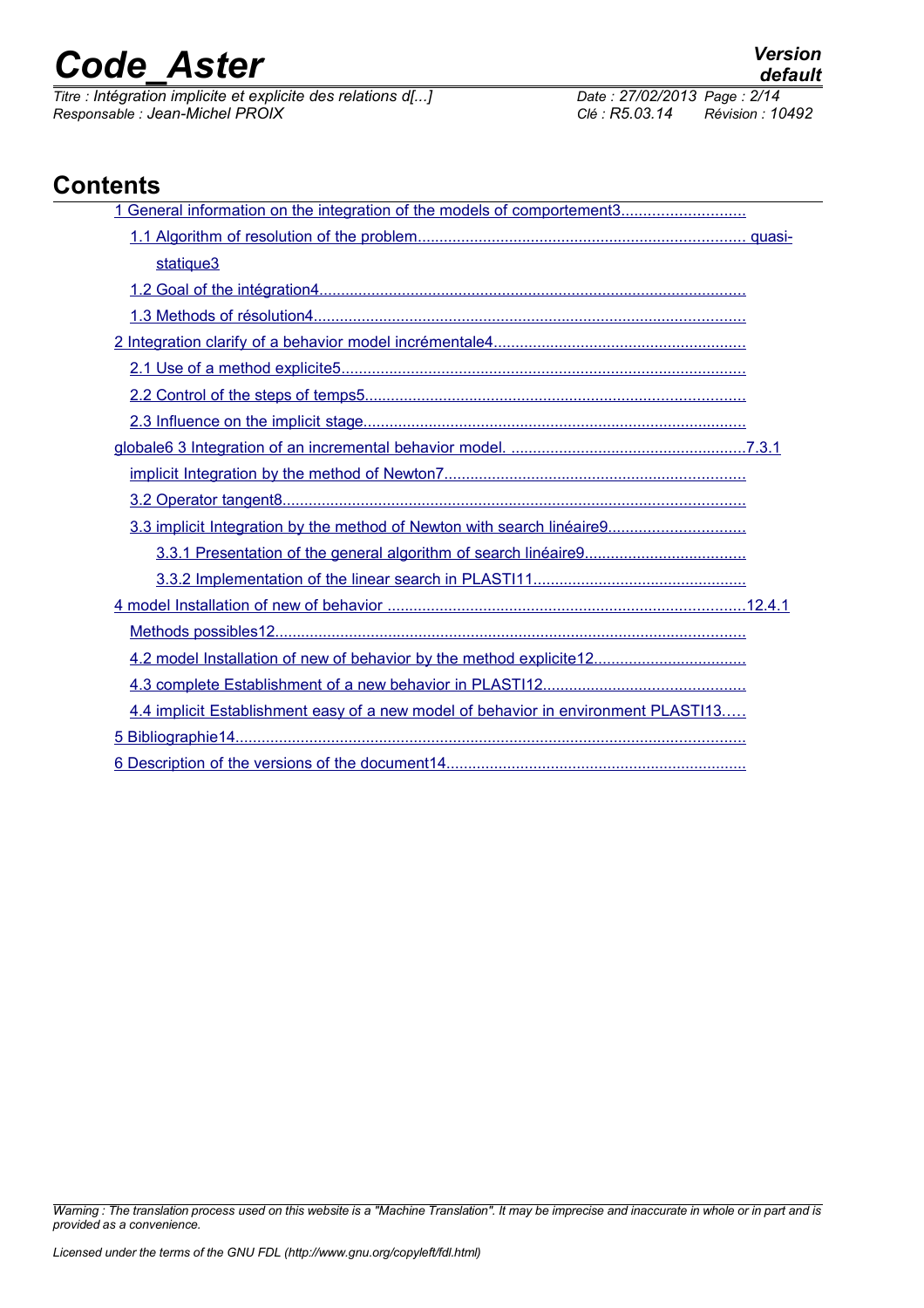# Contents

1 General information on the integration of the models of comportement3............................

1.1 Algorithm of resolution of the problem........................................................................... quasi-statique3

1.2 Goal of the intégration4..................................................................................................

1.3 Methods of résolution4...................................................................................................

2 Integration clarify of a behavior model incrémentale4..........................................................

2.1 Use of a method explicite5.............................................................................................

2.2 Control of the steps of temps5.......................................................................................

2.3 Influence on the implicit stage.......................................................................................

globale6 3 Integration of an incremental behavior model. ......................................................7.3.1

implicit Integration by the method of Newton7....................................................................

3.2 Operator tangent8..........................................................................................................

3.3 implicit Integration by the method of Newton with search linéaire9...............................

3.3.1 Presentation of the general algorithm of search linéaire9.....................................

3.3.2 Implementation of the linear search in PLASTI11.................................................

4 model Installation of new of behavior ..................................................................................12.4.1

Methods possibles12............................................................................................................

4.2 model Installation of new of behavior by the method explicite12..................................

4.3 complete Establishment of a new behavior in PLASTI12.............................................

4.4 implicit Establishment easy of a new model of behavior in environment PLASTI13.....

5 Bibliographie14.....................................................................................................................

6 Description of the versions of the document14....................................................................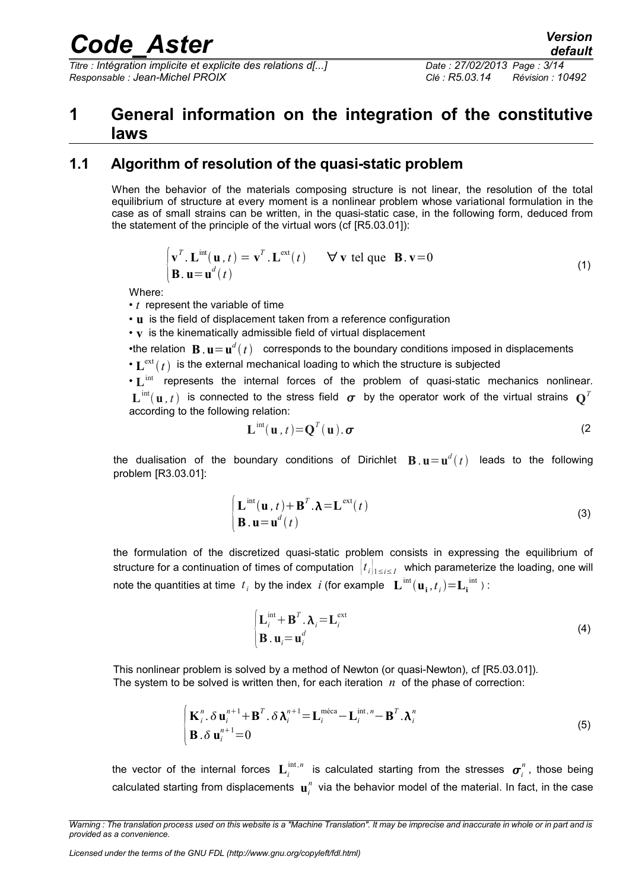# 1 General information on the integration of the constitutive laws

## 1.1 Algorithm of resolution of the quasi-static problem

When the behavior of the materials composing structure is not linear, the resolution of the total equilibrium of structure at every moment is a nonlinear problem whose variational formulation in the case as of small strains can be written, in the quasi-static case, in the following form, deduced from the statement of the principle of the virtual wors (cf [R5.03.01]):

$$\begin{cases} \mathbf{v}^T.\mathbf{L}^{\text{int}}(\mathbf{u},t)=\mathbf{v}^T.\mathbf{L}^{\text{ext}}(t) \qquad \forall\,\mathbf{v} \text{ tel que } \mathbf{B}.\mathbf{v}=0 \\ \mathbf{B}.\mathbf{u}=\mathbf{u}^d(t) \end{cases} \tag{1}$$

Where:

- $t$ represent the variable of time
- $\mathbf{u}$ is the field of displacement taken from a reference configuration
- $\mathbf{v}$ is the kinematically admissible field of virtual displacement
- the relation $\mathbf{B}.\mathbf{u}=\mathbf{u}^d(t)$ corresponds to the boundary conditions imposed in displacements
- $\mathbf{L}^{\text{ext}}(t)$ is the external mechanical loading to which the structure is subjected
- $\mathbf{L}^{\text{int}}$ represents the internal forces of the problem of quasi-static mechanics nonlinear. $\mathbf{L}^{\text{int}}(\mathbf{u},t)$ is connected to the stress field $\boldsymbol{\sigma}$ by the operator work of the virtual strains $\mathbf{Q}^T$ according to the following relation:

$$\mathbf{L}^{\text{int}}(\mathbf{u},t)=\mathbf{Q}^T(\mathbf{u}).\boldsymbol{\sigma} \tag{2}$$

the dualisation of the boundary conditions of Dirichlet $\mathbf{B}.\mathbf{u}=\mathbf{u}^d(t)$ leads to the following problem [R3.03.01]:

$$\begin{cases} \mathbf{L}^{\text{int}}(\mathbf{u},t)+\mathbf{B}^T.\boldsymbol{\lambda}=\mathbf{L}^{\text{ext}}(t) \\ \mathbf{B}.\mathbf{u}=\mathbf{u}^d(t) \end{cases} \tag{3}$$

the formulation of the discretized quasi-static problem consists in expressing the equilibrium of structure for a continuation of times of computation $\{t_i\}_{1\le i\le I}$ which parameterize the loading, one will note the quantities at time $t_i$ by the index $i$ (for example $\mathbf{L}^{\text{int}}(\mathbf{u_i},t_i)=\mathbf{L_i}^{\text{int}}$):

$$\begin{cases} \mathbf{L}_i^{\text{int}}+\mathbf{B}^T.\boldsymbol{\lambda}_i=\mathbf{L}_i^{\text{ext}} \\ \mathbf{B}.\mathbf{u}_i=\mathbf{u}_i^d \end{cases} \tag{4}$$

This nonlinear problem is solved by a method of Newton (or quasi-Newton), cf [R5.03.01]).
The system to be solved is written then, for each iteration $n$ of the phase of correction:

$$\begin{cases} \mathbf{K}_i^n.\delta\,\mathbf{u}_i^{n+1}+\mathbf{B}^T.\delta\,\boldsymbol{\lambda}_i^{n+1}=\mathbf{L}_i^{\text{méca}}-\mathbf{L}_i^{\text{int},n}-\mathbf{B}^T.\boldsymbol{\lambda}_i^n \\ \mathbf{B}.\delta\,\mathbf{u}_i^{n+1}=0 \end{cases} \tag{5}$$

the vector of the internal forces $\mathbf{L}_i^{\text{int},n}$ is calculated starting from the stresses $\boldsymbol{\sigma}_i^n$, those being calculated starting from displacements $\mathbf{u}_i^n$ via the behavior model of the material. In fact, in the case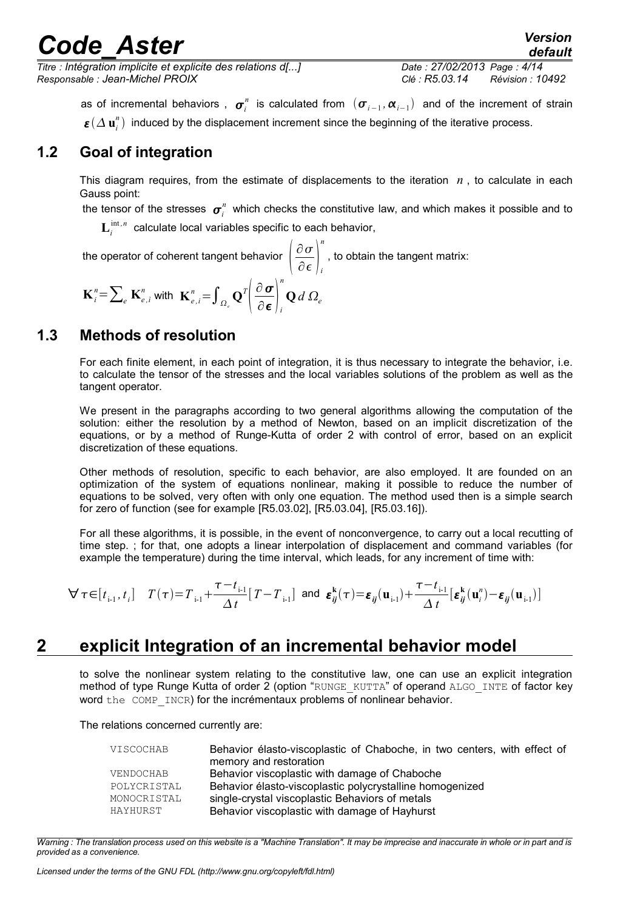as of incremental behaviors , $\boldsymbol{\sigma}_i^n$ is calculated from $(\boldsymbol{\sigma}_{i-1}, \boldsymbol{\alpha}_{i-1})$ and of the increment of strain $\boldsymbol{\varepsilon}(\Delta \mathbf{u}_i^n)$ induced by the displacement increment since the beginning of the iterative process.

## 1.2 Goal of integration

This diagram requires, from the estimate of displacements to the iteration $n$ , to calculate in each Gauss point:

the tensor of the stresses $\boldsymbol{\sigma}_i^n$ which checks the constitutive law, and which makes it possible and to $\mathbf{L}_i^{\text{int},n}$ calculate local variables specific to each behavior,

the operator of coherent tangent behavior $\left(\frac{\partial \sigma}{\partial \epsilon}\right)_i^n$ , to obtain the tangent matrix:

$$\mathbf{K}_i^n = \sum_e \mathbf{K}_{e,i}^n \text{ with } \mathbf{K}_{e,i}^n = \int_{\Omega_e} \mathbf{Q}^T \left(\frac{\partial \boldsymbol{\sigma}}{\partial \boldsymbol{\epsilon}}\right)_i^n \mathbf{Q} \, d\, \Omega_e$$

## 1.3 Methods of resolution

For each finite element, in each point of integration, it is thus necessary to integrate the behavior, i.e. to calculate the tensor of the stresses and the local variables solutions of the problem as well as the tangent operator.

We present in the paragraphs according to two general algorithms allowing the computation of the solution: either the resolution by a method of Newton, based on an implicit discretization of the equations, or by a method of Runge-Kutta of order 2 with control of error, based on an explicit discretization of these equations.

Other methods of resolution, specific to each behavior, are also employed. It are founded on an optimization of the system of equations nonlinear, making it possible to reduce the number of equations to be solved, very often with only one equation. The method used then is a simple search for zero of function (see for example [R5.03.02], [R5.03.04], [R5.03.16]).

For all these algorithms, it is possible, in the event of nonconvergence, to carry out a local recutting of time step. ; for that, one adopts a linear interpolation of displacement and command variables (for example the temperature) during the time interval, which leads, for any increment of time with:

$$\forall \tau \in [t_{\text{i-1}}, t_i] \quad T(\tau) = T_{\text{i-1}} + \frac{\tau - t_{\text{i-1}}}{\Delta t}[T - T_{\text{i-1}}] \text{ and } \boldsymbol{\varepsilon}_{ij}^{\mathbf{k}}(\tau) = \boldsymbol{\varepsilon}_{ij}(\mathbf{u}_{\text{i-1}}) + \frac{\tau - t_{\text{i-1}}}{\Delta t}[\boldsymbol{\varepsilon}_{ij}^{\mathbf{k}}(\mathbf{u}_i^n) - \boldsymbol{\varepsilon}_{ij}(\mathbf{u}_{\text{i-1}})]$$

# 2 explicit Integration of an incremental behavior model

to solve the nonlinear system relating to the constitutive law, one can use an explicit integration method of type Runge Kutta of order 2 (option "RUNGE_KUTTA" of operand ALGO_INTE of factor key word the COMP_INCR) for the incrémentaux problems of nonlinear behavior.

The relations concerned currently are:

| | |
|---|---|
| VISCOCHAB | Behavior élasto-viscoplastic of Chaboche, in two centers, with effect of memory and restoration |
| VENDOCHAB | Behavior viscoplastic with damage of Chaboche |
| POLYCRISTAL | Behavior élasto-viscoplastic polycrystalline homogenized |
| MONOCRISTAL | single-crystal viscoplastic Behaviors of metals |
| HAYHURST | Behavior viscoplastic with damage of Hayhurst |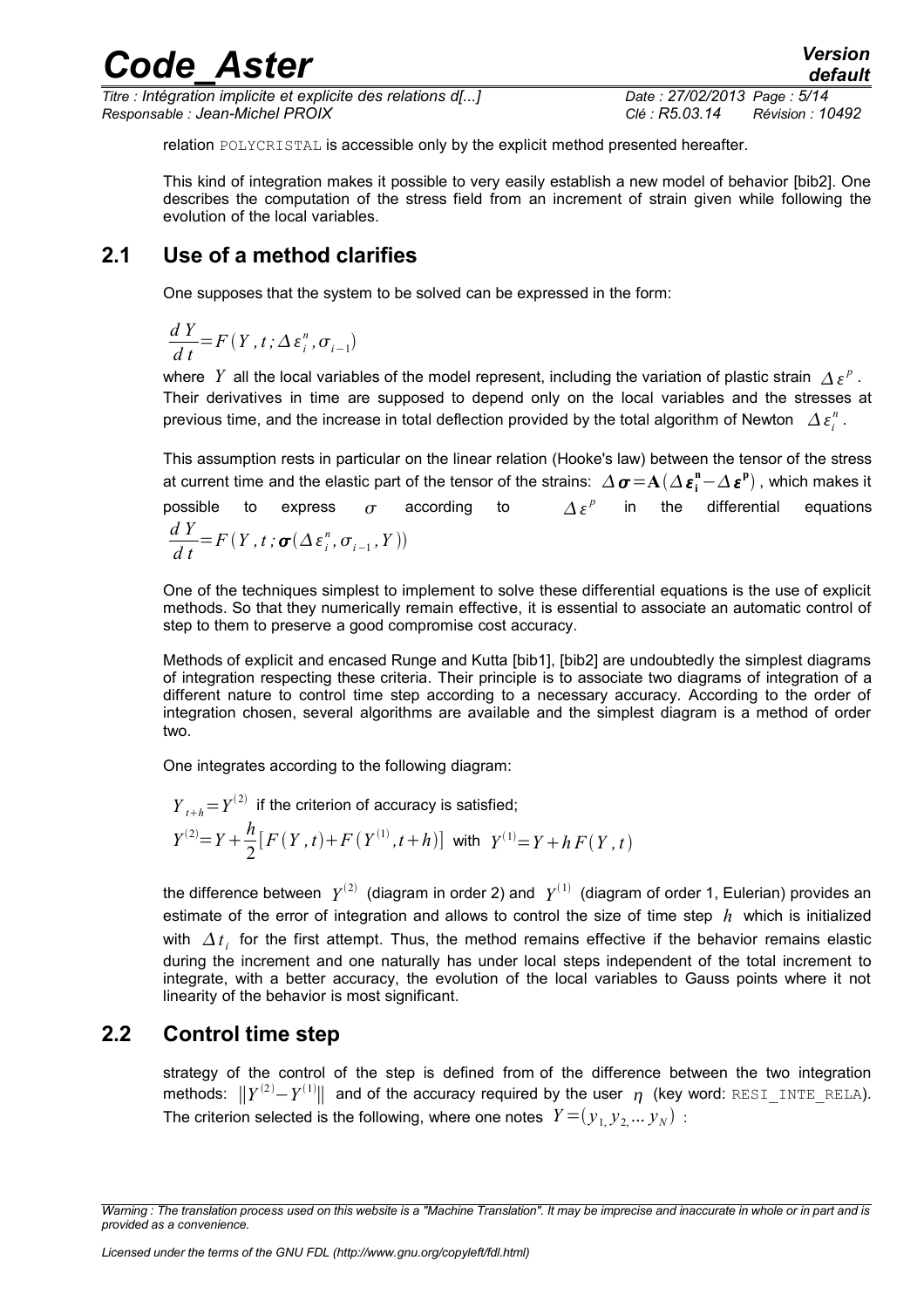relation POLYCRISTAL is accessible only by the explicit method presented hereafter.

This kind of integration makes it possible to very easily establish a new model of behavior [bib2]. One describes the computation of the stress field from an increment of strain given while following the evolution of the local variables.

## 2.1 Use of a method clarifies

One supposes that the system to be solved can be expressed in the form:

$$\frac{dY}{dt}=F(Y,t;\Delta\varepsilon_i^n,\sigma_{i-1})$$

where $Y$ all the local variables of the model represent, including the variation of plastic strain $\Delta\varepsilon^p$. Their derivatives in time are supposed to depend only on the local variables and the stresses at previous time, and the increase in total deflection provided by the total algorithm of Newton $\Delta\varepsilon_i^n$.

This assumption rests in particular on the linear relation (Hooke's law) between the tensor of the stress at current time and the elastic part of the tensor of the strains: $\Delta\boldsymbol{\sigma}=\mathbf{A}(\Delta\boldsymbol{\varepsilon}_\mathbf{i}^\mathbf{n}-\Delta\boldsymbol{\varepsilon}^\mathbf{p})$, which makes it possible to express $\sigma$ according to $\Delta\varepsilon^p$ in the differential equations $\frac{dY}{dt}=F(Y,t;\boldsymbol{\sigma}(\Delta\varepsilon_i^n,\sigma_{i-1},Y))$

One of the techniques simplest to implement to solve these differential equations is the use of explicit methods. So that they numerically remain effective, it is essential to associate an automatic control of step to them to preserve a good compromise cost accuracy.

Methods of explicit and encased Runge and Kutta [bib1], [bib2] are undoubtedly the simplest diagrams of integration respecting these criteria. Their principle is to associate two diagrams of integration of a different nature to control time step according to a necessary accuracy. According to the order of integration chosen, several algorithms are available and the simplest diagram is a method of order two.

One integrates according to the following diagram:

$Y_{t+h}=Y^{(2)}$ if the criterion of accuracy is satisfied;

$$Y^{(2)}=Y+\frac{h}{2}[F(Y,t)+F(Y^{(1)},t+h)] \text{ with } Y^{(1)}=Y+hF(Y,t)$$

the difference between $Y^{(2)}$ (diagram in order 2) and $Y^{(1)}$ (diagram of order 1, Eulerian) provides an estimate of the error of integration and allows to control the size of time step $h$ which is initialized with $\Delta t_i$ for the first attempt. Thus, the method remains effective if the behavior remains elastic during the increment and one naturally has under local steps independent of the total increment to integrate, with a better accuracy, the evolution of the local variables to Gauss points where it not linearity of the behavior is most significant.

## 2.2 Control time step

strategy of the control of the step is defined from of the difference between the two integration methods: $\|Y^{(2)}-Y^{(1)}\|$ and of the accuracy required by the user $\eta$ (key word: RESI_INTE_RELA). The criterion selected is the following, where one notes $Y=(y_1,y_2,\dots y_N)$ :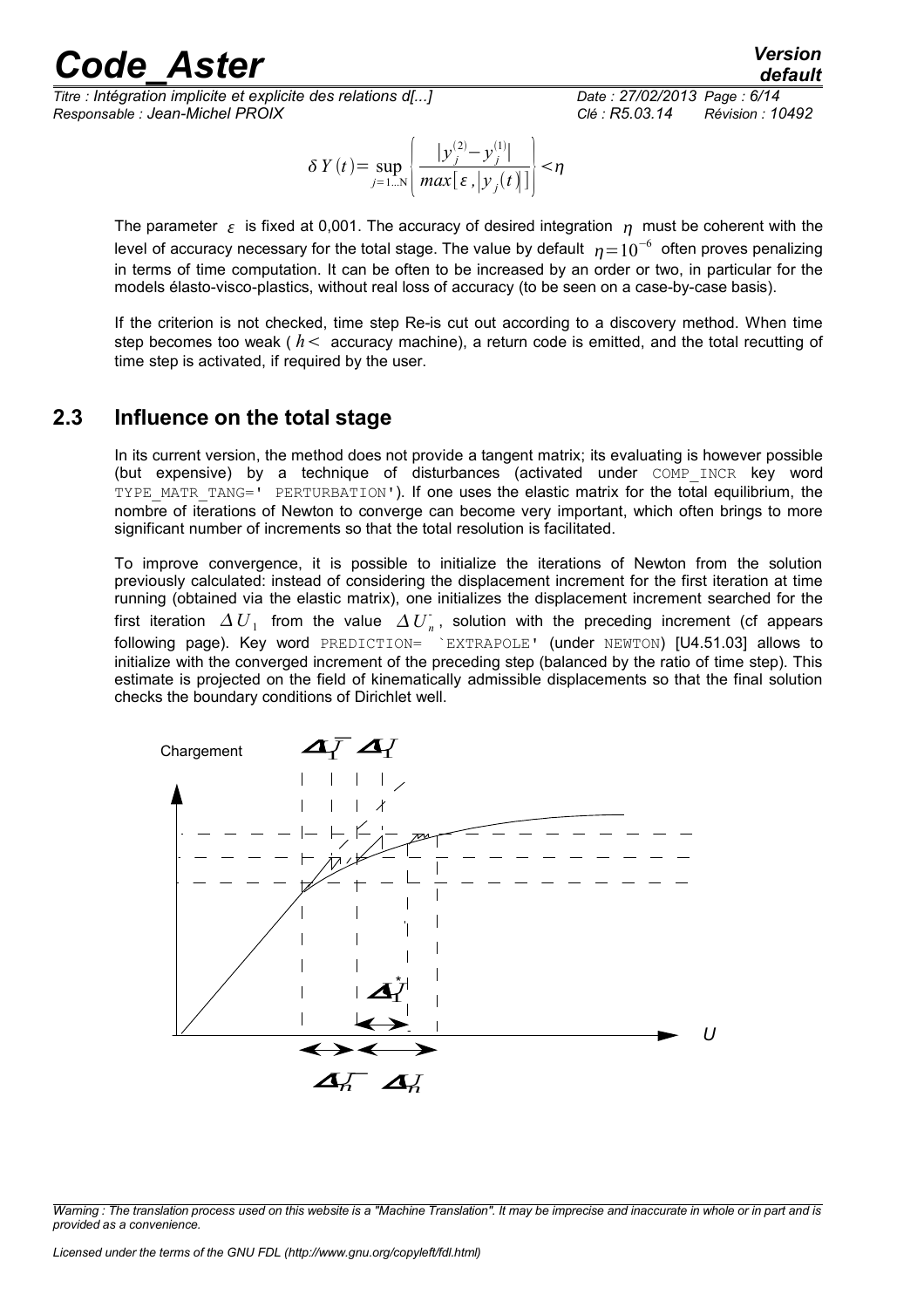$$\delta Y(t) = \sup_{j=1...N} \left\{ \frac{|y_j^{(2)} - y_j^{(1)}|}{max[\varepsilon, |y_j(t)|]} \right\} < \eta$$

The parameter $\varepsilon$ is fixed at 0,001. The accuracy of desired integration $\eta$ must be coherent with the level of accuracy necessary for the total stage. The value by default $\eta = 10^{-6}$ often proves penalizing in terms of time computation. It can be often to be increased by an order or two, in particular for the models élasto-visco-plastics, without real loss of accuracy (to be seen on a case-by-case basis).

If the criterion is not checked, time step Re-is cut out according to a discovery method. When time step becomes too weak ( $h <$ accuracy machine), a return code is emitted, and the total recutting of time step is activated, if required by the user.

## 2.3 Influence on the total stage

In its current version, the method does not provide a tangent matrix; its evaluating is however possible (but expensive) by a technique of disturbances (activated under `COMP_INCR` key word `TYPE_MATR_TANG=' PERTURBATION'`). If one uses the elastic matrix for the total equilibrium, the nombre of iterations of Newton to converge can become very important, which often brings to more significant number of increments so that the total resolution is facilitated.

To improve convergence, it is possible to initialize the iterations of Newton from the solution previously calculated: instead of considering the displacement increment for the first iteration at time running (obtained via the elastic matrix), one initializes the displacement increment searched for the first iteration $\Delta U_1$ from the value $\Delta U_n^-$, solution with the preceding increment (cf appears following page). Key word `PREDICTION= 'EXTRAPOLE'` (under `NEWTON`) [U4.51.03] allows to initialize with the converged increment of the preceding step (balanced by the ratio of time step). This estimate is projected on the field of kinematically admissible displacements so that the final solution checks the boundary conditions of Dirichlet well.

Chargement

$\Delta U_1^-$ $\Delta U_1$

$\Delta U_1^*$

$U$

$\Delta U_n^-$ $\Delta U_n$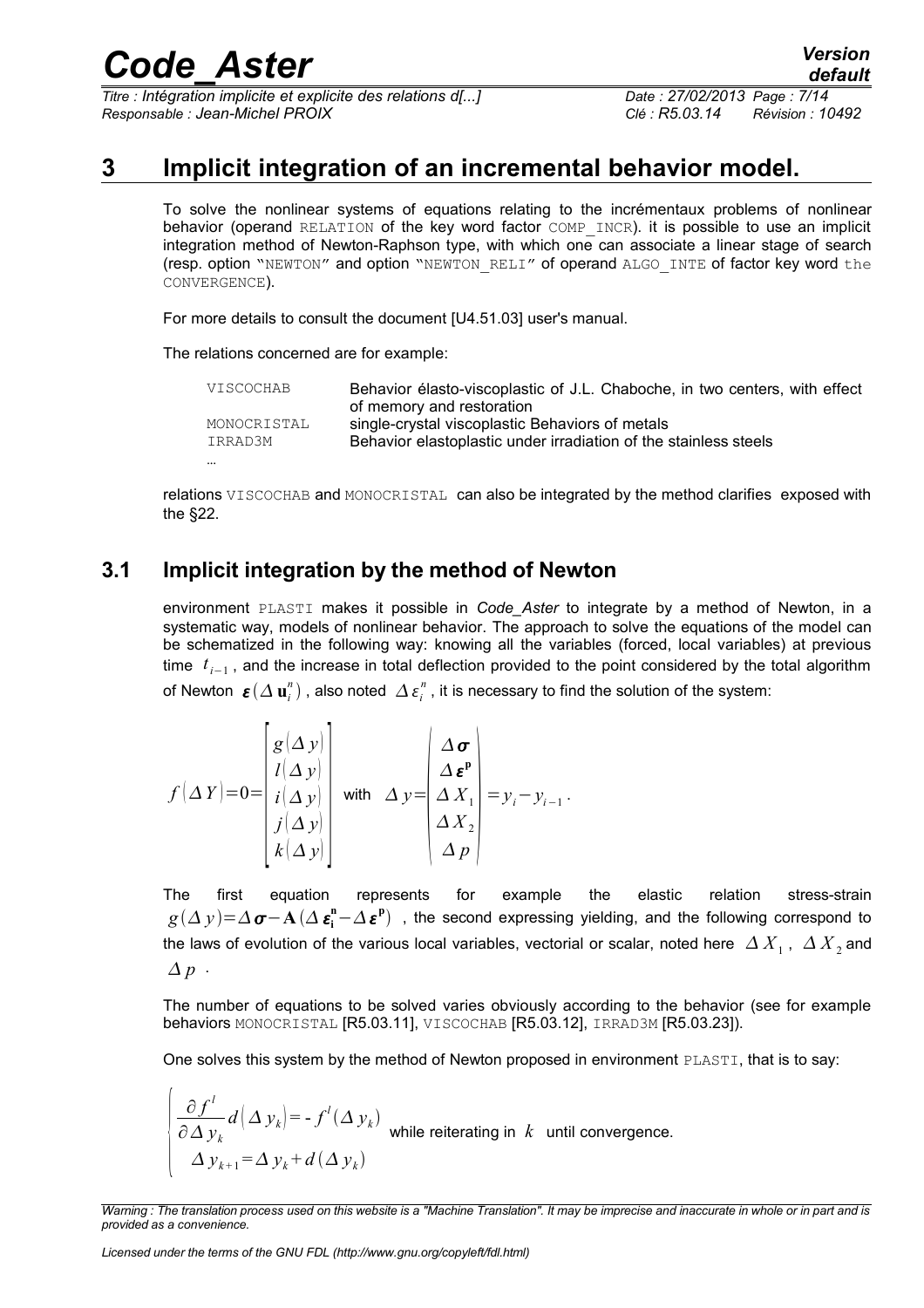# 3 Implicit integration of an incremental behavior model.

To solve the nonlinear systems of equations relating to the incrémentaux problems of nonlinear behavior (operand `RELATION` of the key word factor `COMP_INCR`). it is possible to use an implicit integration method of Newton-Raphson type, with which one can associate a linear stage of search (resp. option "`NEWTON`" and option "`NEWTON_RELI`" of operand `ALGO_INTE` of factor key word `the CONVERGENCE`).

For more details to consult the document [U4.51.03] user's manual.

The relations concerned are for example:

| | |
|---|---|
| `VISCOCHAB` | Behavior élasto-viscoplastic of J.L. Chaboche, in two centers, with effect of memory and restoration |
| `MONOCRISTAL` | single-crystal viscoplastic Behaviors of metals |
| `IRRAD3M` | Behavior elastoplastic under irradiation of the stainless steels |
| … | |

relations `VISCOCHAB` and `MONOCRISTAL` can also be integrated by the method clarifies exposed with the §22.

## 3.1 Implicit integration by the method of Newton

environment `PLASTI` makes it possible in *Code_Aster* to integrate by a method of Newton, in a systematic way, models of nonlinear behavior. The approach to solve the equations of the model can be schematized in the following way: knowing all the variables (forced, local variables) at previous time $t_{i-1}$, and the increase in total deflection provided to the point considered by the total algorithm of Newton $\boldsymbol{\varepsilon}(\Delta \mathbf{u}_i^n)$, also noted $\Delta \varepsilon_i^n$, it is necessary to find the solution of the system:

$$f(\Delta Y)=0=\begin{bmatrix} g(\Delta y) \\ l(\Delta y) \\ i(\Delta y) \\ j(\Delta y) \\ k(\Delta y) \end{bmatrix} \quad \text{with} \quad \Delta y = \begin{pmatrix} \Delta \boldsymbol{\sigma} \\ \Delta \boldsymbol{\varepsilon}^{\mathbf{p}} \\ \Delta X_1 \\ \Delta X_2 \\ \Delta p \end{pmatrix} = y_i - y_{i-1}.$$

The first equation represents for example the elastic relation stress-strain $g(\Delta y)=\Delta \boldsymbol{\sigma}-\mathbf{A}(\Delta \boldsymbol{\varepsilon}_{\mathbf{i}}^{\mathbf{n}}-\Delta \boldsymbol{\varepsilon}^{\mathbf{p}})$, the second expressing yielding, and the following correspond to the laws of evolution of the various local variables, vectorial or scalar, noted here $\Delta X_1$, $\Delta X_2$ and $\Delta p$.

The number of equations to be solved varies obviously according to the behavior (see for example behaviors `MONOCRISTAL` [R5.03.11], `VISCOCHAB` [R5.03.12], `IRRAD3M` [R5.03.23]).

One solves this system by the method of Newton proposed in environment `PLASTI`, that is to say:

$$\begin{cases} \dfrac{\partial f^l}{\partial \Delta y_k} d(\Delta y_k) = - f^l(\Delta y_k) \\ \Delta y_{k+1} = \Delta y_k + d(\Delta y_k) \end{cases} \quad \text{while reiterating in } k \text{ until convergence.}$$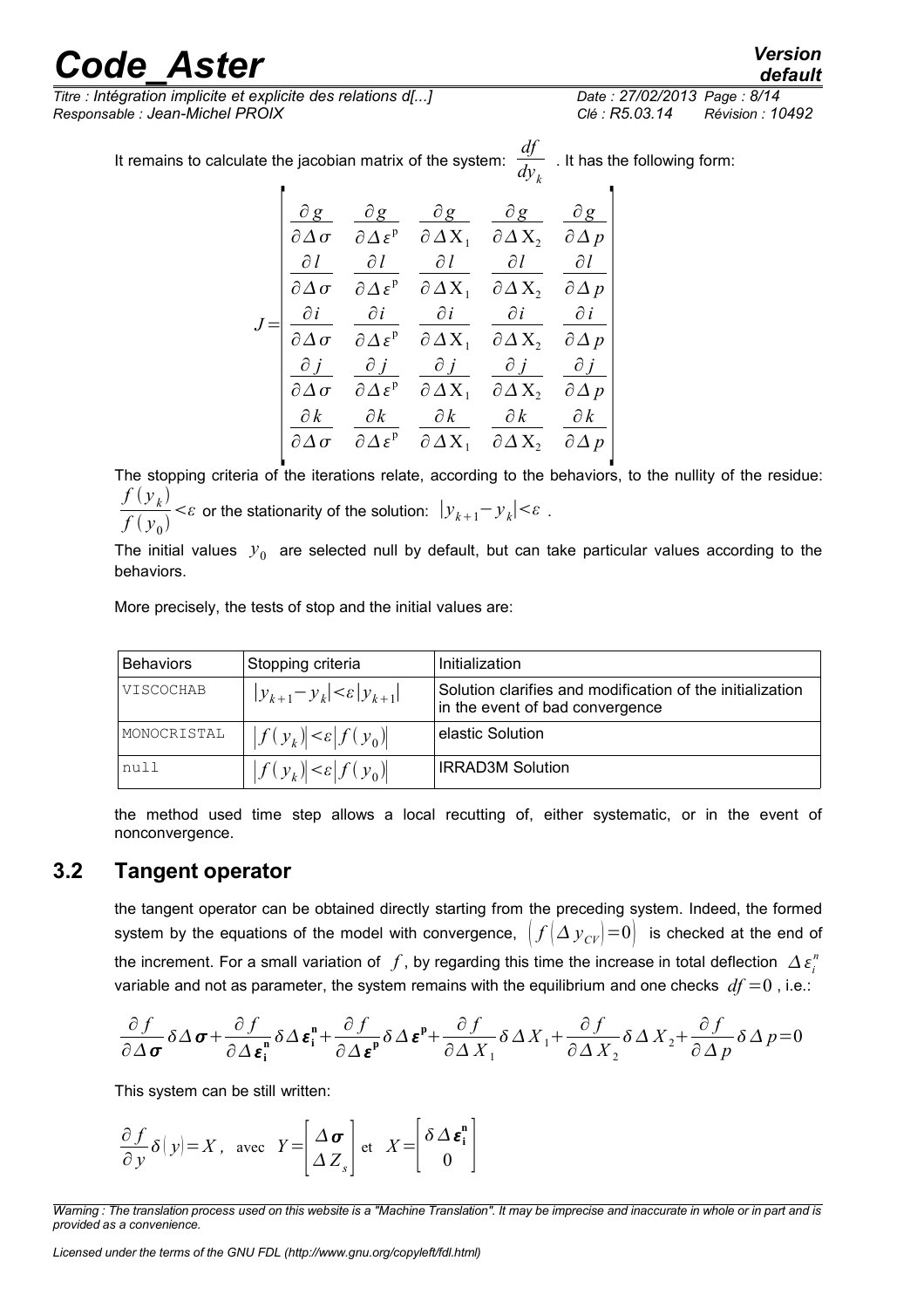It remains to calculate the jacobian matrix of the system: $\frac{df}{dy_k}$ . It has the following form:

$$J=\begin{bmatrix} \frac{\partial g}{\partial \Delta \sigma} & \frac{\partial g}{\partial \Delta \varepsilon^{p}} & \frac{\partial g}{\partial \Delta X_1} & \frac{\partial g}{\partial \Delta X_2} & \frac{\partial g}{\partial \Delta p} \\ \frac{\partial l}{\partial \Delta \sigma} & \frac{\partial l}{\partial \Delta \varepsilon^{p}} & \frac{\partial l}{\partial \Delta X_1} & \frac{\partial l}{\partial \Delta X_2} & \frac{\partial l}{\partial \Delta p} \\ \frac{\partial i}{\partial \Delta \sigma} & \frac{\partial i}{\partial \Delta \varepsilon^{p}} & \frac{\partial i}{\partial \Delta X_1} & \frac{\partial i}{\partial \Delta X_2} & \frac{\partial i}{\partial \Delta p} \\ \frac{\partial j}{\partial \Delta \sigma} & \frac{\partial j}{\partial \Delta \varepsilon^{p}} & \frac{\partial j}{\partial \Delta X_1} & \frac{\partial j}{\partial \Delta X_2} & \frac{\partial j}{\partial \Delta p} \\ \frac{\partial k}{\partial \Delta \sigma} & \frac{\partial k}{\partial \Delta \varepsilon^{p}} & \frac{\partial k}{\partial \Delta X_1} & \frac{\partial k}{\partial \Delta X_2} & \frac{\partial k}{\partial \Delta p} \end{bmatrix}$$

The stopping criteria of the iterations relate, according to the behaviors, to the nullity of the residue: $\frac{f(y_k)}{f(y_0)}<\varepsilon$ or the stationarity of the solution: $|y_{k+1}-y_k|<\varepsilon$ .

The initial values $y_0$ are selected null by default, but can take particular values according to the behaviors.

More precisely, the tests of stop and the initial values are:

| Behaviors | Stopping criteria | Initialization |
|---|---|---|
| VISCOCHAB | $\lvert y_{k+1}-y_k\rvert<\varepsilon\lvert y_{k+1}\rvert$ | Solution clarifies and modification of the initialization in the event of bad convergence |
| MONOCRISTAL | $\lvert f(y_k)\rvert<\varepsilon\lvert f(y_0)\rvert$ | elastic Solution |
| null | $\lvert f(y_k)\rvert<\varepsilon\lvert f(y_0)\rvert$ | IRRAD3M Solution |

the method used time step allows a local recutting of, either systematic, or in the event of nonconvergence.

## 3.2 Tangent operator

the tangent operator can be obtained directly starting from the preceding system. Indeed, the formed system by the equations of the model with convergence, $\left(f\left(\Delta y_{CV}\right)=0\right)$ is checked at the end of the increment. For a small variation of $f$, by regarding this time the increase in total deflection $\Delta \varepsilon_i^n$ variable and not as parameter, the system remains with the equilibrium and one checks $df=0$ , i.e.:

$$\frac{\partial f}{\partial \Delta \boldsymbol{\sigma}}\delta \Delta \boldsymbol{\sigma}+\frac{\partial f}{\partial \Delta \boldsymbol{\varepsilon}_{\mathbf{i}}^{\mathbf{n}}}\delta \Delta \boldsymbol{\varepsilon}_{\mathbf{i}}^{\mathbf{n}}+\frac{\partial f}{\partial \Delta \boldsymbol{\varepsilon}^{\mathbf{p}}}\delta \Delta \boldsymbol{\varepsilon}^{\mathbf{p}}+\frac{\partial f}{\partial \Delta X_1}\delta \Delta X_1+\frac{\partial f}{\partial \Delta X_2}\delta \Delta X_2+\frac{\partial f}{\partial \Delta p}\delta \Delta p=0$$

This system can be still written:

$$\frac{\partial f}{\partial y}\delta(y)=X, \quad \text{avec} \quad Y=\begin{bmatrix}\Delta \boldsymbol{\sigma}\\ \Delta Z_s\end{bmatrix} \text{ et } \quad X=\begin{bmatrix}\delta \Delta \boldsymbol{\varepsilon}_{\mathbf{i}}^{\mathbf{n}}\\ 0\end{bmatrix}$$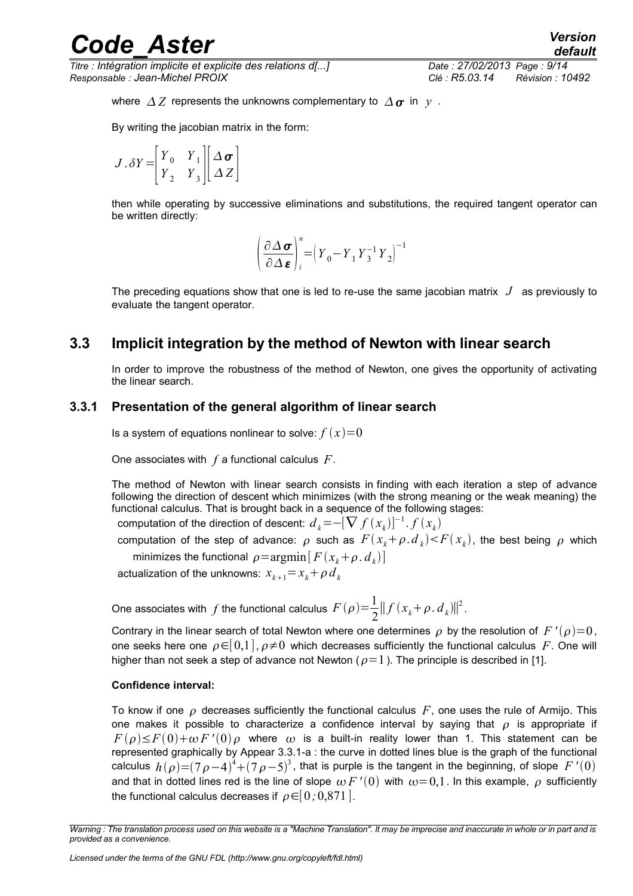where $\Delta Z$ represents the unknowns complementary to $\Delta\boldsymbol{\sigma}$ in $y$ .

By writing the jacobian matrix in the form:

$$J.\delta Y=\begin{bmatrix} Y_0 & Y_1 \\ Y_2 & Y_3 \end{bmatrix}\begin{bmatrix} \Delta\boldsymbol{\sigma} \\ \Delta Z \end{bmatrix}$$

then while operating by successive eliminations and substitutions, the required tangent operator can be written directly:

$$\left(\frac{\partial\Delta\boldsymbol{\sigma}}{\partial\Delta\boldsymbol{\varepsilon}}\right)_i^n=\left(Y_0-Y_1 Y_3^{-1} Y_2\right)^{-1}$$

The preceding equations show that one is led to re-use the same jacobian matrix $J$ as previously to evaluate the tangent operator.

## 3.3 Implicit integration by the method of Newton with linear search

In order to improve the robustness of the method of Newton, one gives the opportunity of activating the linear search.

### 3.3.1 Presentation of the general algorithm of linear search

Is a system of equations nonlinear to solve: $f(x)=0$

One associates with $f$ a functional calculus $F$.

The method of Newton with linear search consists in finding with each iteration a step of advance following the direction of descent which minimizes (with the strong meaning or the weak meaning) the functional calculus. That is brought back in a sequence of the following stages:

- computation of the direction of descent: $d_k=-[\nabla f(x_k)]^{-1}.f(x_k)$
- computation of the step of advance: $\rho$ such as $F(x_k+\rho.d_k)<F(x_k)$, the best being $\rho$ which minimizes the functional $\rho=\operatorname{argmin}[F(x_k+\rho.d_k)]$
- actualization of the unknowns: $x_{k+1}=x_k+\rho d_k$

One associates with $f$ the functional calculus $F(\rho)=\frac{1}{2}\|f(x_k+\rho.d_k)\|^2$.

Contrary in the linear search of total Newton where one determines $\rho$ by the resolution of $F'(\rho)=0$, one seeks here one $\rho\in[0,1], \rho\neq 0$ which decreases sufficiently the functional calculus $F$. One will higher than not seek a step of advance not Newton ($\rho=1$). The principle is described in [1].

**Confidence interval:**

To know if one $\rho$ decreases sufficiently the functional calculus $F$, one uses the rule of Armijo. This one makes it possible to characterize a confidence interval by saying that $\rho$ is appropriate if $F(\rho)\leq F(0)+\omega F'(0)\rho$ where $\omega$ is a built-in reality lower than 1. This statement can be represented graphically by Appear 3.3.1-a : the curve in dotted lines blue is the graph of the functional calculus $h(\rho)=(7\rho-4)^4+(7\rho-5)^3$, that is purple is the tangent in the beginning, of slope $F'(0)$ and that in dotted lines red is the line of slope $\omega F'(0)$ with $\omega=0{,}1$. In this example, $\rho$ sufficiently the functional calculus decreases if $\rho\in[0;0{,}871]$.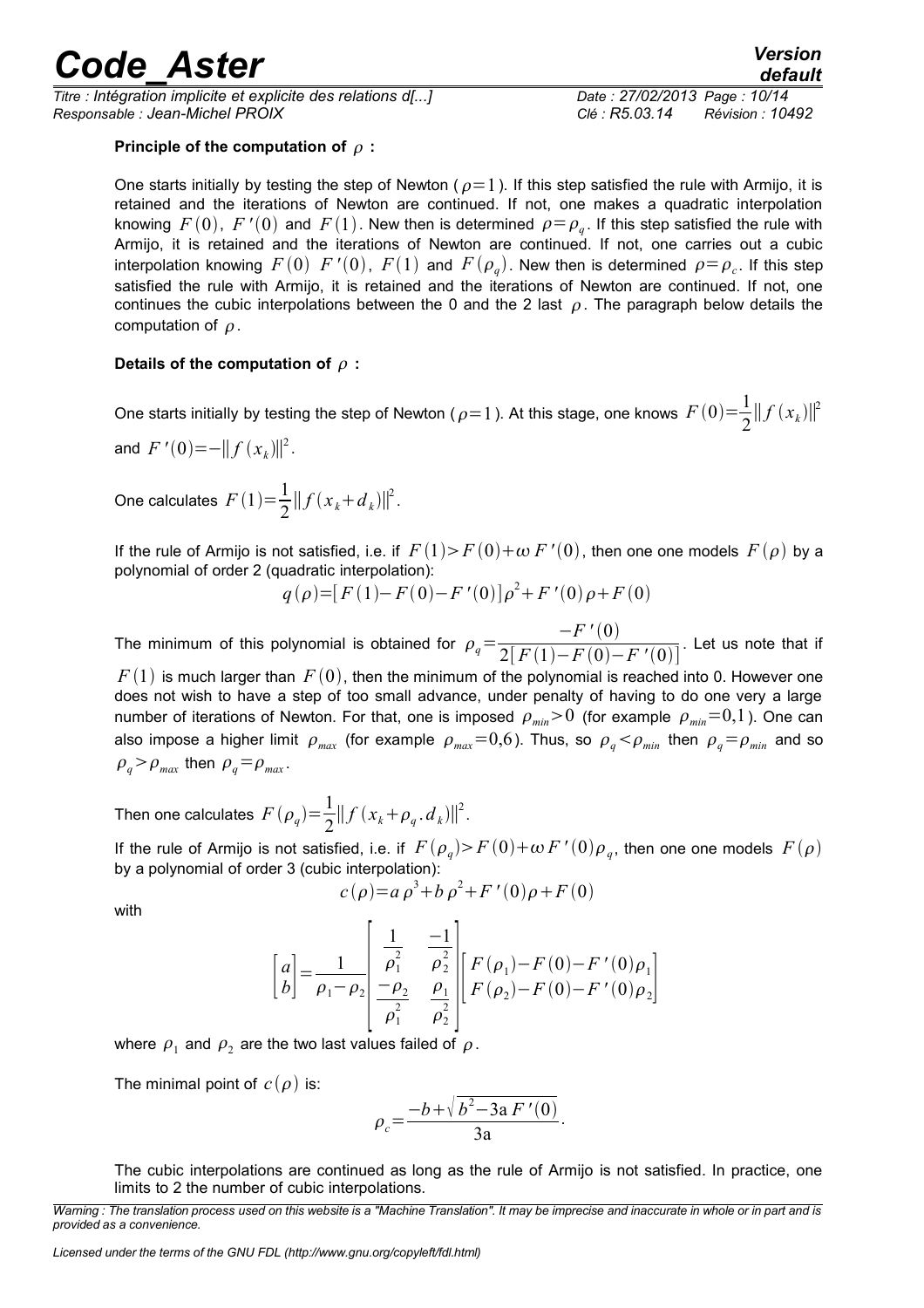**Principle of the computation of $\rho$ :**

One starts initially by testing the step of Newton ( $\rho=1$ ). If this step satisfied the rule with Armijo, it is retained and the iterations of Newton are continued. If not, one makes a quadratic interpolation knowing $F(0)$, $F'(0)$ and $F(1)$. New then is determined $\rho=\rho_q$. If this step satisfied the rule with Armijo, it is retained and the iterations of Newton are continued. If not, one carries out a cubic interpolation knowing $F(0)$ $F'(0)$, $F(1)$ and $F(\rho_q)$. New then is determined $\rho=\rho_c$. If this step satisfied the rule with Armijo, it is retained and the iterations of Newton are continued. If not, one continues the cubic interpolations between the 0 and the 2 last $\rho$. The paragraph below details the computation of $\rho$.

**Details of the computation of $\rho$ :**

One starts initially by testing the step of Newton ( $\rho=1$ ). At this stage, one knows $F(0)=\frac{1}{2}\|f(x_k)\|^2$ and $F'(0)=-\|f(x_k)\|^2$.

One calculates $F(1)=\frac{1}{2}\|f(x_k+d_k)\|^2$.

If the rule of Armijo is not satisfied, i.e. if $F(1)>F(0)+\omega F'(0)$, then one one models $F(\rho)$ by a polynomial of order 2 (quadratic interpolation):

$$q(\rho)=[F(1)-F(0)-F'(0)]\rho^2+F'(0)\rho+F(0)$$

The minimum of this polynomial is obtained for $\rho_q=\frac{-F'(0)}{2[F(1)-F(0)-F'(0)]}$. Let us note that if $F(1)$ is much larger than $F(0)$, then the minimum of the polynomial is reached into 0. However one does not wish to have a step of too small advance, under penalty of having to do one very a large number of iterations of Newton. For that, one is imposed $\rho_{min}>0$ (for example $\rho_{min}=0{,}1$ ). One can also impose a higher limit $\rho_{max}$ (for example $\rho_{max}=0{,}6$ ). Thus, so $\rho_q<\rho_{min}$ then $\rho_q=\rho_{min}$ and so $\rho_q>\rho_{max}$ then $\rho_q=\rho_{max}$.

Then one calculates $F(\rho_q)=\frac{1}{2}\|f(x_k+\rho_q.d_k)\|^2$.

If the rule of Armijo is not satisfied, i.e. if $F(\rho_q)>F(0)+\omega F'(0)\rho_q$, then one one models $F(\rho)$ by a polynomial of order 3 (cubic interpolation):

$$c(\rho)=a\rho^3+b\rho^2+F'(0)\rho+F(0)$$

with

$$\begin{bmatrix}a\\b\end{bmatrix}=\frac{1}{\rho_1-\rho_2}\begin{bmatrix}\frac{1}{\rho_1^2} & \frac{-1}{\rho_2^2}\\ \frac{-\rho_2}{\rho_1^2} & \frac{\rho_1}{\rho_2^2}\end{bmatrix}\begin{bmatrix}F(\rho_1)-F(0)-F'(0)\rho_1\\ F(\rho_2)-F(0)-F'(0)\rho_2\end{bmatrix}$$

where $\rho_1$ and $\rho_2$ are the two last values failed of $\rho$.

The minimal point of $c(\rho)$ is:

$$\rho_c=\frac{-b+\sqrt{b^2-3a\,F'(0)}}{3a}.$$

The cubic interpolations are continued as long as the rule of Armijo is not satisfied. In practice, one limits to 2 the number of cubic interpolations.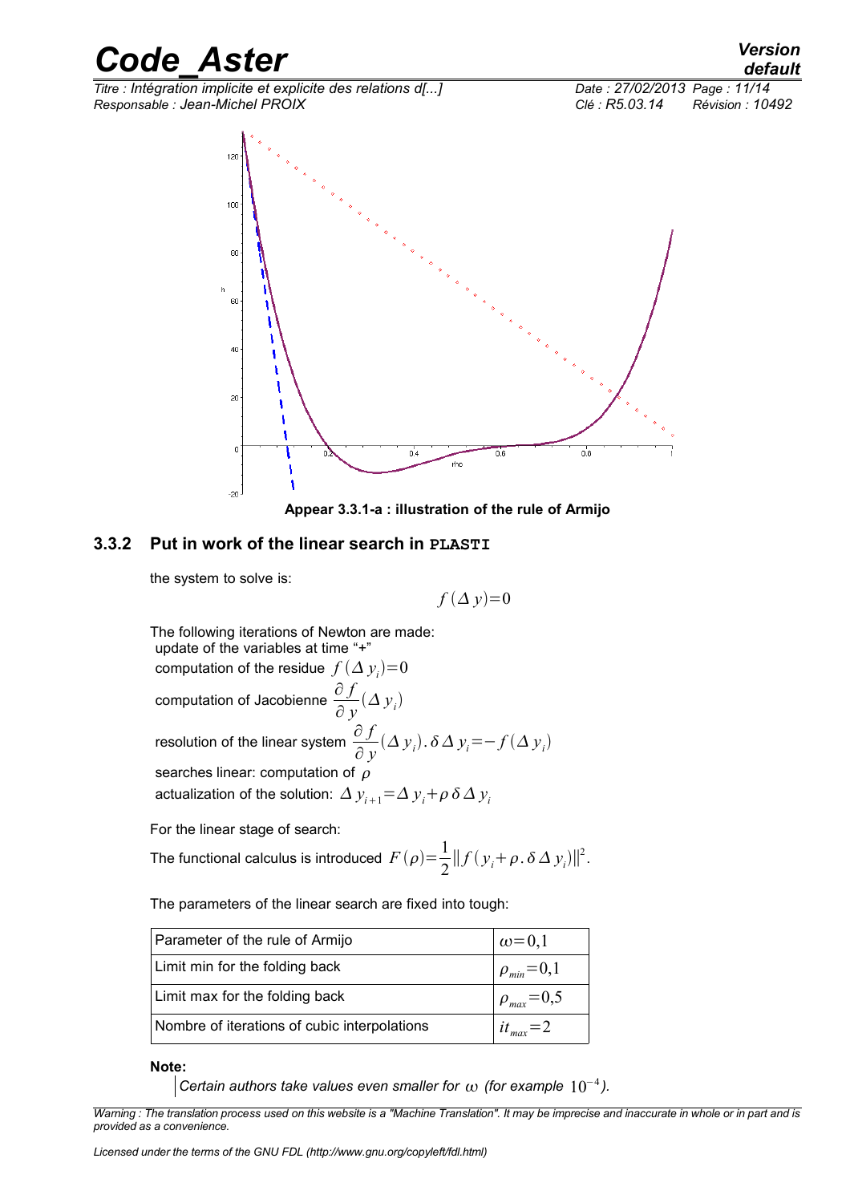**Appear 3.3.1-a : illustration of the rule of Armijo**

### 3.3.2 Put in work of the linear search in PLASTI

the system to solve is:

$$f(\Delta y) = 0$$

The following iterations of Newton are made:

- update of the variables at time "+"
- computation of the residue $f(\Delta y_i) = 0$
- computation of Jacobienne $\dfrac{\partial f}{\partial y}(\Delta y_i)$
- resolution of the linear system $\dfrac{\partial f}{\partial y}(\Delta y_i).\delta\Delta y_i = -f(\Delta y_i)$
- searches linear: computation of $\rho$
- actualization of the solution: $\Delta y_{i+1} = \Delta y_i + \rho\,\delta\Delta y_i$

For the linear stage of search:

The functional calculus is introduced $F(\rho) = \dfrac{1}{2}\|f(y_i + \rho.\delta\Delta y_i)\|^2$.

The parameters of the linear search are fixed into tough:

| Parameter of the rule of Armijo | $\omega = 0{,}1$ |
|---|---|
| Limit min for the folding back | $\rho_{min} = 0{,}1$ |
| Limit max for the folding back | $\rho_{max} = 0{,}5$ |
| Nombre of iterations of cubic interpolations | $it_{max} = 2$ |

**Note:**

*Certain authors take values even smaller for $\omega$ (for example $10^{-4}$).*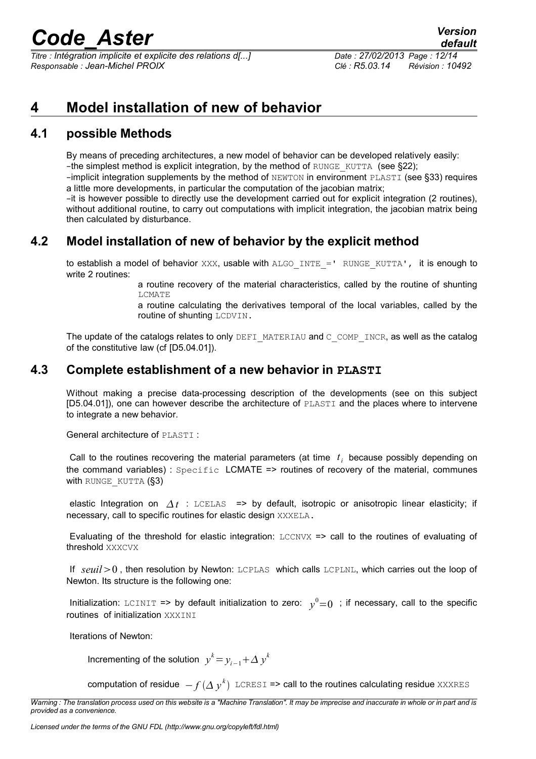# 4 Model installation of new of behavior

## 4.1 possible Methods

By means of preceding architectures, a new model of behavior can be developed relatively easily:

- the simplest method is explicit integration, by the method of RUNGE_KUTTA (see §22);
- implicit integration supplements by the method of NEWTON in environment PLASTI (see §33) requires a little more developments, in particular the computation of the jacobian matrix;
- it is however possible to directly use the development carried out for explicit integration (2 routines), without additional routine, to carry out computations with implicit integration, the jacobian matrix being then calculated by disturbance.

## 4.2 Model installation of new of behavior by the explicit method

to establish a model of behavior XXX, usable with ALGO_INTE_=' RUNGE_KUTTA', it is enough to write 2 routines:

a routine recovery of the material characteristics, called by the routine of shunting LCMATE

a routine calculating the derivatives temporal of the local variables, called by the routine of shunting LCDVIN.

The update of the catalogs relates to only DEFI_MATERIAU and C_COMP_INCR, as well as the catalog of the constitutive law (cf [D5.04.01]).

## 4.3 Complete establishment of a new behavior in PLASTI

Without making a precise data-processing description of the developments (see on this subject [D5.04.01]), one can however describe the architecture of PLASTI and the places where to intervene to integrate a new behavior.

General architecture of PLASTI :

Call to the routines recovering the material parameters (at time $t_i$ because possibly depending on the command variables) : Specific LCMATE => routines of recovery of the material, communes with RUNGE_KUTTA (§3)

elastic Integration on $\Delta t$ : LCELAS => by default, isotropic or anisotropic linear elasticity; if necessary, call to specific routines for elastic design XXXELA.

Evaluating of the threshold for elastic integration: LCCNVX => call to the routines of evaluating of threshold XXXCVX

If $seuil > 0$ , then resolution by Newton: LCPLAS which calls LCPLNL, which carries out the loop of Newton. Its structure is the following one:

Initialization: LCINIT => by default initialization to zero: $y^0 = 0$ ; if necessary, call to the specific routines of initialization XXXINI

Iterations of Newton:

Incrementing of the solution $y^k = y_{i-1} + \Delta y^k$

computation of residue $-f(\Delta y^k)$ LCRESI => call to the routines calculating residue XXXRES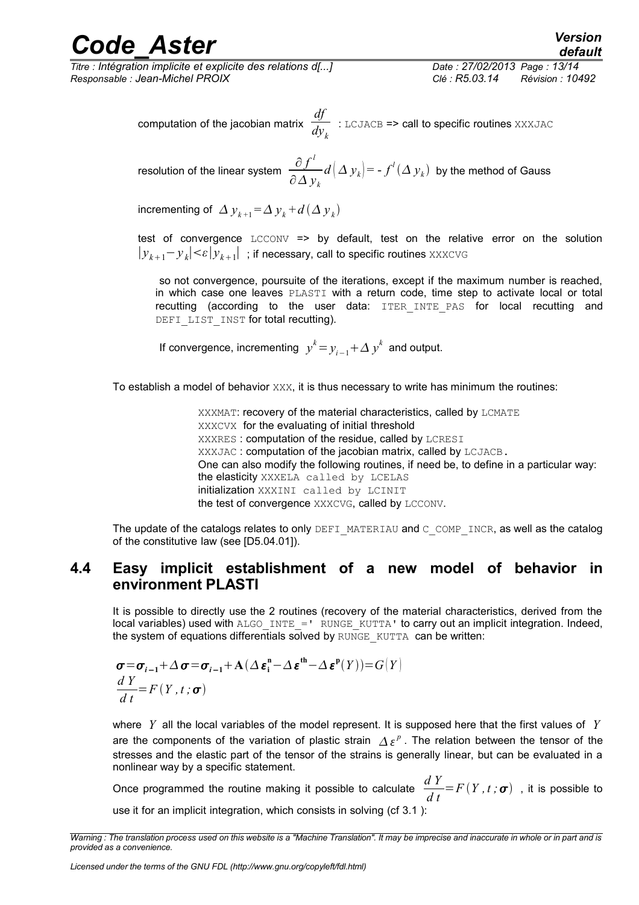computation of the jacobian matrix $\frac{df}{dy_k}$ : LCJACB => call to specific routines XXXJAC

resolution of the linear system $\frac{\partial f^l}{\partial \Delta y_k} d(\Delta y_k) = - f^l(\Delta y_k)$ by the method of Gauss

incrementing of $\Delta y_{k+1} = \Delta y_k + d(\Delta y_k)$

test of convergence LCCONV => by default, test on the relative error on the solution $|y_{k+1} - y_k| < \varepsilon |y_{k+1}|$ ; if necessary, call to specific routines XXXCVG

so not convergence, poursuite of the iterations, except if the maximum number is reached, in which case one leaves PLASTI with a return code, time step to activate local or total recutting (according to the user data: ITER_INTE_PAS for local recutting and DEFI_LIST_INST for total recutting).

If convergence, incrementing $y^k = y_{i-1} + \Delta y^k$ and output.

To establish a model of behavior XXX, it is thus necessary to write has minimum the routines:

XXXMAT: recovery of the material characteristics, called by LCMATE
XXXCVX for the evaluating of initial threshold
XXXRES : computation of the residue, called by LCRESI
XXXJAC : computation of the jacobian matrix, called by LCJACB.
One can also modify the following routines, if need be, to define in a particular way:
the elasticity XXXELA called by LCELAS
initialization XXXINI called by LCINIT
the test of convergence XXXCVG, called by LCCONV.

The update of the catalogs relates to only DEFI_MATERIAU and C_COMP_INCR, as well as the catalog of the constitutive law (see [D5.04.01]).

## 4.4 Easy implicit establishment of a new model of behavior in environment PLASTI

It is possible to directly use the 2 routines (recovery of the material characteristics, derived from the local variables) used with ALGO_INTE_=' RUNGE_KUTTA' to carry out an implicit integration. Indeed, the system of equations differentials solved by RUNGE_KUTTA can be written:

$$\boldsymbol{\sigma} = \boldsymbol{\sigma}_{i-1} + \Delta \boldsymbol{\sigma} = \boldsymbol{\sigma}_{i-1} + \mathbf{A}(\Delta \boldsymbol{\varepsilon}_{\mathbf{i}}^{\mathbf{n}} - \Delta \boldsymbol{\varepsilon}^{\mathbf{th}} - \Delta \boldsymbol{\varepsilon}^{\mathbf{p}}(Y)) = G(Y)$$

$$\frac{dY}{dt} = F(Y, t; \boldsymbol{\sigma})$$

where $Y$ all the local variables of the model represent. It is supposed here that the first values of $Y$ are the components of the variation of plastic strain $\Delta \varepsilon^p$. The relation between the tensor of the stresses and the elastic part of the tensor of the strains is generally linear, but can be evaluated in a nonlinear way by a specific statement.

Once programmed the routine making it possible to calculate $\frac{dY}{dt} = F(Y, t; \boldsymbol{\sigma})$ , it is possible to use it for an implicit integration, which consists in solving (cf 3.1 ):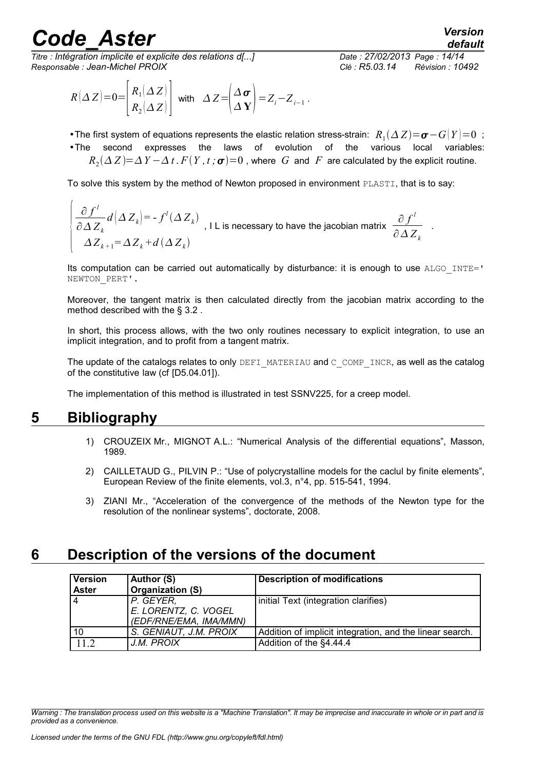$$R(\Delta Z)=0=\begin{bmatrix} R_1(\Delta Z) \\ R_2(\Delta Z) \end{bmatrix} \text{ with } \Delta Z=\begin{pmatrix} \Delta \boldsymbol{\sigma} \\ \Delta \mathbf{Y} \end{pmatrix}=Z_i-Z_{i-1} .$$

- The first system of equations represents the elastic relation stress-strain: $R_1(\Delta Z)=\boldsymbol{\sigma}-G(Y)=0$ ;
- The second expresses the laws of evolution of the various local variables: $R_2(\Delta Z)=\Delta Y-\Delta t . F(Y,t;\boldsymbol{\sigma})=0$ , where $G$ and $F$ are calculated by the explicit routine.

To solve this system by the method of Newton proposed in environment PLASTI, that is to say:

$$\begin{cases} \dfrac{\partial f^l}{\partial \Delta Z_k} d(\Delta Z_k)= - f^l(\Delta Z_k) \\ \Delta Z_{k+1}=\Delta Z_k+d(\Delta Z_k) \end{cases}$$ , I L is necessary to have the jacobian matrix $\dfrac{\partial f^l}{\partial \Delta Z_k}$ .

Its computation can be carried out automatically by disturbance: it is enough to use ALGO_INTE=' NEWTON_PERT'.

Moreover, the tangent matrix is then calculated directly from the jacobian matrix according to the method described with the § 3.2 .

In short, this process allows, with the two only routines necessary to explicit integration, to use an implicit integration, and to profit from a tangent matrix.

The update of the catalogs relates to only DEFI_MATERIAU and C_COMP_INCR, as well as the catalog of the constitutive law (cf [D5.04.01]).

The implementation of this method is illustrated in test SSNV225, for a creep model.

# 5 Bibliography

1) CROUZEIX Mr., MIGNOT A.L.: "Numerical Analysis of the differential equations", Masson, 1989.
2) CAILLETAUD G., PILVIN P.: "Use of polycrystalline models for the caclul by finite elements", European Review of the finite elements, vol.3, n°4, pp. 515-541, 1994.
3) ZIANI Mr., "Acceleration of the convergence of the methods of the Newton type for the resolution of the nonlinear systems", doctorate, 2008.

# 6 Description of the versions of the document

| Version Aster | Author (S) Organization (S) | Description of modifications |
|---|---|---|
| 4 | *P. GEYER, E. LORENTZ, C. VOGEL (EDF/RNE/EMA, IMA/MMN)* | initial Text (integration clarifies) |
| 10 | *S. GENIAUT, J.M. PROIX* | Addition of implicit integration, and the linear search. |
| 11.2 | *J.M. PROIX* | Addition of the §4.44.4 |